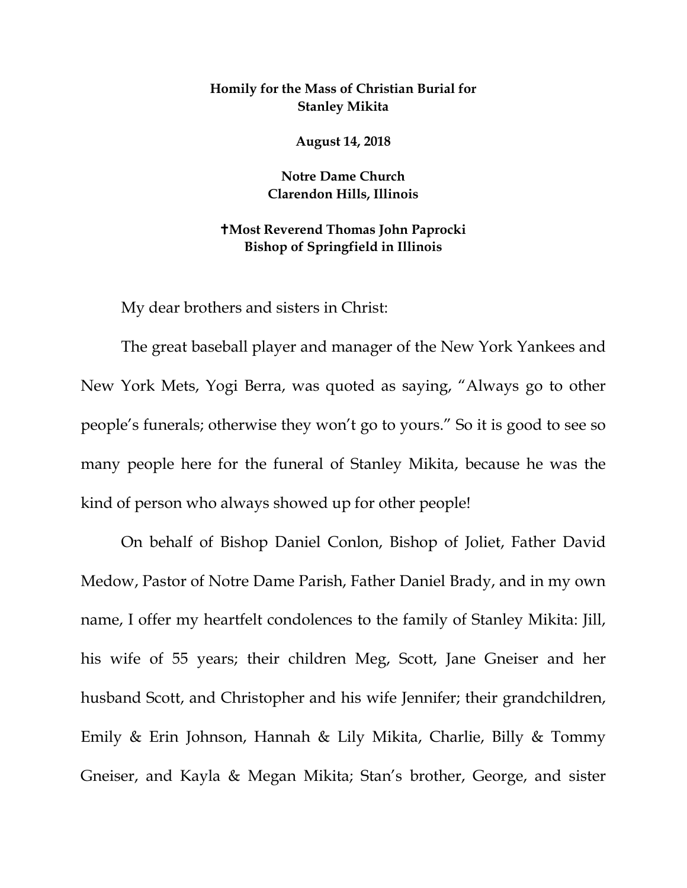**Homily for the Mass of Christian Burial for Stanley Mikita**

**August 14, 2018**

**Notre Dame Church**
**Clarendon Hills, Illinois**

**✝Most Reverend Thomas John Paprocki**
**Bishop of Springfield in Illinois**

My dear brothers and sisters in Christ:

The great baseball player and manager of the New York Yankees and New York Mets, Yogi Berra, was quoted as saying, "Always go to other people's funerals; otherwise they won't go to yours." So it is good to see so many people here for the funeral of Stanley Mikita, because he was the kind of person who always showed up for other people!

On behalf of Bishop Daniel Conlon, Bishop of Joliet, Father David Medow, Pastor of Notre Dame Parish, Father Daniel Brady, and in my own name, I offer my heartfelt condolences to the family of Stanley Mikita: Jill, his wife of 55 years; their children Meg, Scott, Jane Gneiser and her husband Scott, and Christopher and his wife Jennifer; their grandchildren, Emily & Erin Johnson, Hannah & Lily Mikita, Charlie, Billy & Tommy Gneiser, and Kayla & Megan Mikita; Stan's brother, George, and sister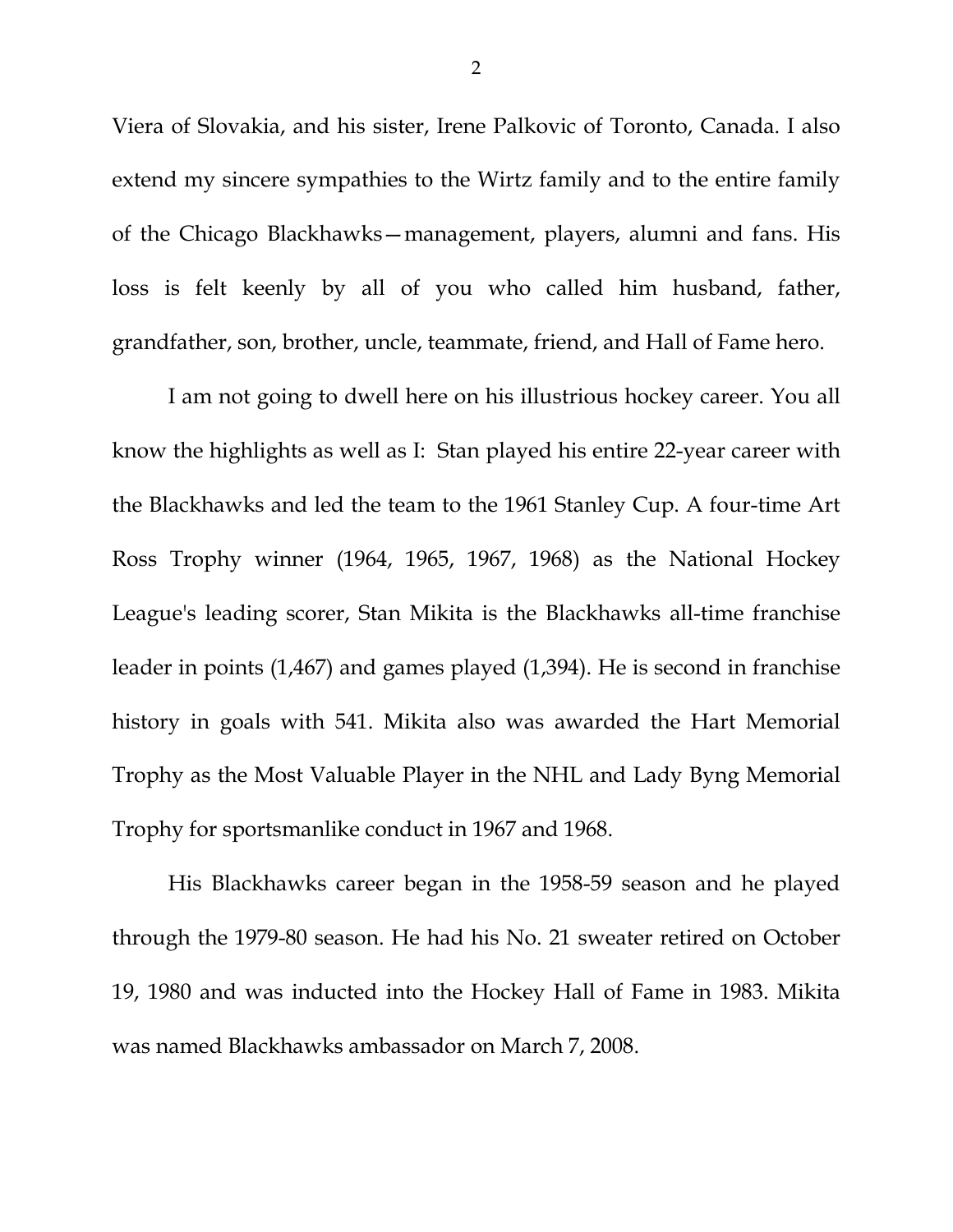Viera of Slovakia, and his sister, Irene Palkovic of Toronto, Canada. I also extend my sincere sympathies to the Wirtz family and to the entire family of the Chicago Blackhawks—management, players, alumni and fans. His loss is felt keenly by all of you who called him husband, father, grandfather, son, brother, uncle, teammate, friend, and Hall of Fame hero.

I am not going to dwell here on his illustrious hockey career. You all know the highlights as well as I: Stan played his entire 22-year career with the Blackhawks and led the team to the 1961 Stanley Cup. A four-time Art Ross Trophy winner (1964, 1965, 1967, 1968) as the National Hockey League's leading scorer, Stan Mikita is the Blackhawks all-time franchise leader in points (1,467) and games played (1,394). He is second in franchise history in goals with 541. Mikita also was awarded the Hart Memorial Trophy as the Most Valuable Player in the NHL and Lady Byng Memorial Trophy for sportsmanlike conduct in 1967 and 1968.

His Blackhawks career began in the 1958-59 season and he played through the 1979-80 season. He had his No. 21 sweater retired on October 19, 1980 and was inducted into the Hockey Hall of Fame in 1983. Mikita was named Blackhawks ambassador on March 7, 2008.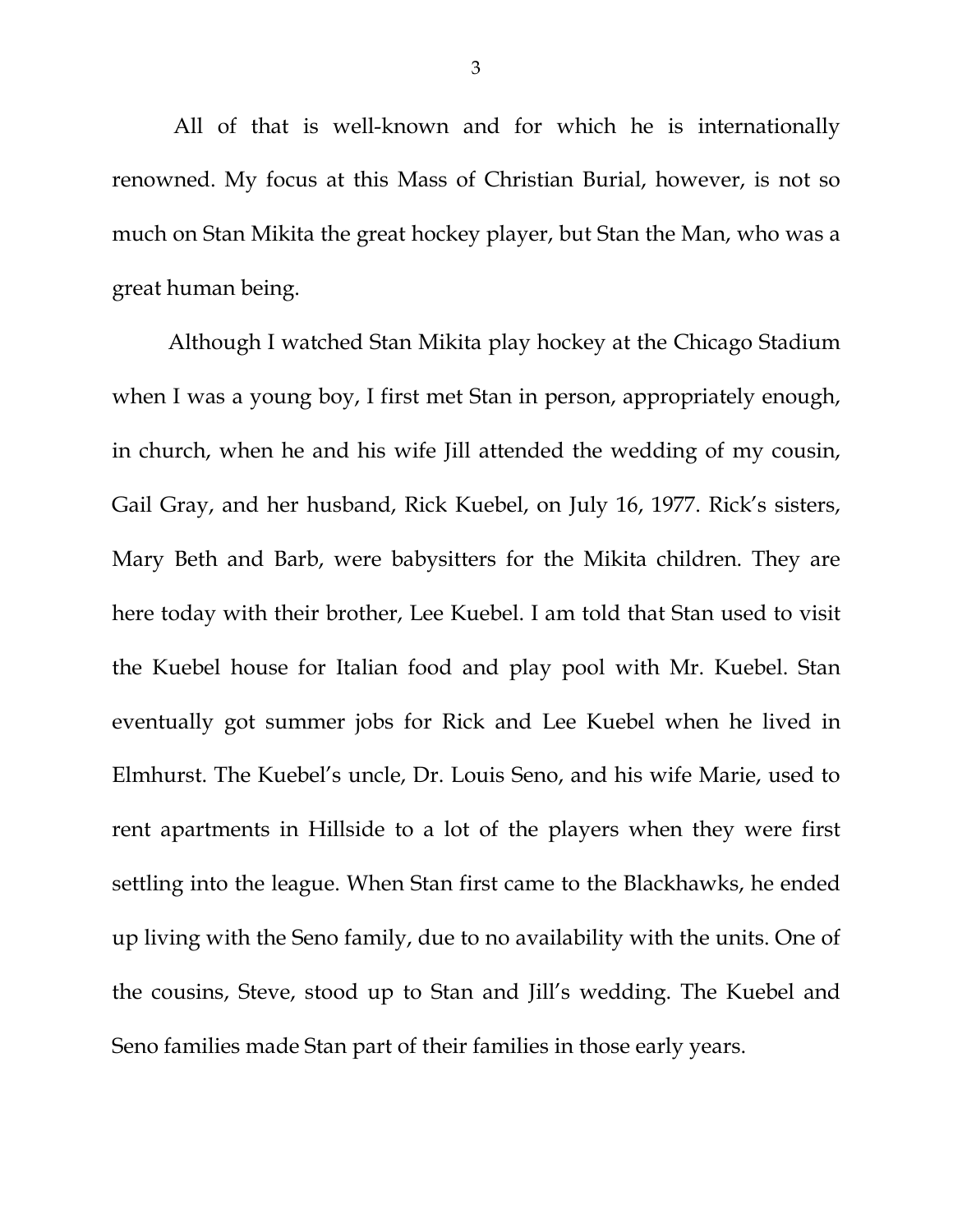All of that is well-known and for which he is internationally renowned. My focus at this Mass of Christian Burial, however, is not so much on Stan Mikita the great hockey player, but Stan the Man, who was a great human being.

Although I watched Stan Mikita play hockey at the Chicago Stadium when I was a young boy, I first met Stan in person, appropriately enough, in church, when he and his wife Jill attended the wedding of my cousin, Gail Gray, and her husband, Rick Kuebel, on July 16, 1977. Rick's sisters, Mary Beth and Barb, were babysitters for the Mikita children. They are here today with their brother, Lee Kuebel. I am told that Stan used to visit the Kuebel house for Italian food and play pool with Mr. Kuebel. Stan eventually got summer jobs for Rick and Lee Kuebel when he lived in Elmhurst. The Kuebel's uncle, Dr. Louis Seno, and his wife Marie, used to rent apartments in Hillside to a lot of the players when they were first settling into the league. When Stan first came to the Blackhawks, he ended up living with the Seno family, due to no availability with the units. One of the cousins, Steve, stood up to Stan and Jill's wedding. The Kuebel and Seno families made Stan part of their families in those early years.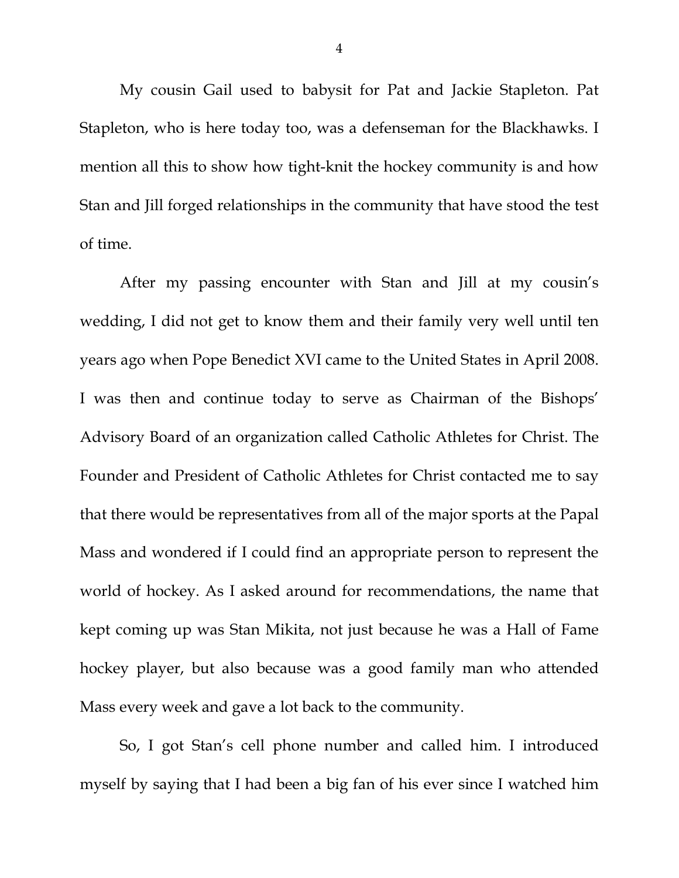My cousin Gail used to babysit for Pat and Jackie Stapleton. Pat Stapleton, who is here today too, was a defenseman for the Blackhawks. I mention all this to show how tight-knit the hockey community is and how Stan and Jill forged relationships in the community that have stood the test of time.

After my passing encounter with Stan and Jill at my cousin's wedding, I did not get to know them and their family very well until ten years ago when Pope Benedict XVI came to the United States in April 2008. I was then and continue today to serve as Chairman of the Bishops' Advisory Board of an organization called Catholic Athletes for Christ. The Founder and President of Catholic Athletes for Christ contacted me to say that there would be representatives from all of the major sports at the Papal Mass and wondered if I could find an appropriate person to represent the world of hockey. As I asked around for recommendations, the name that kept coming up was Stan Mikita, not just because he was a Hall of Fame hockey player, but also because was a good family man who attended Mass every week and gave a lot back to the community.

So, I got Stan's cell phone number and called him. I introduced myself by saying that I had been a big fan of his ever since I watched him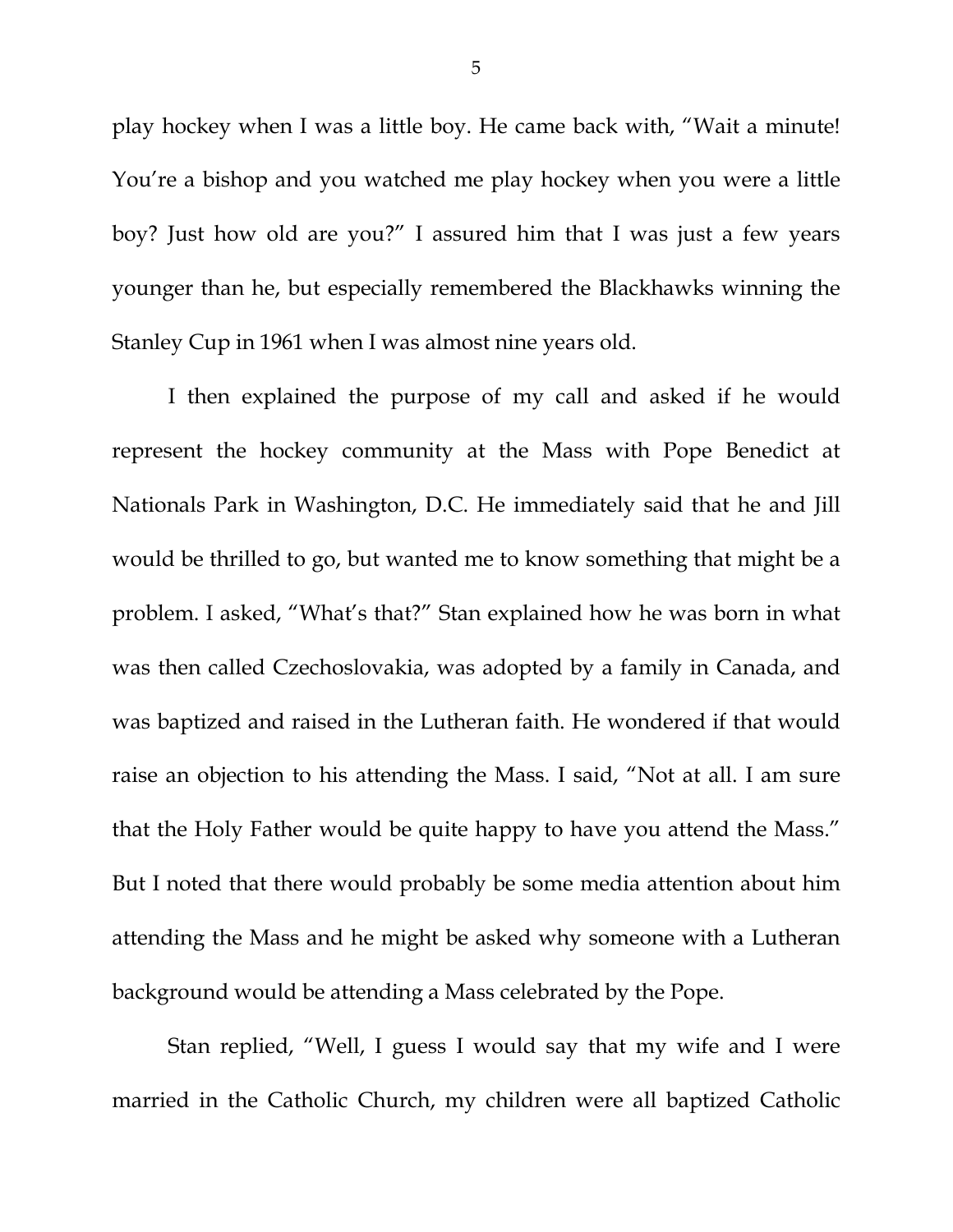play hockey when I was a little boy. He came back with, "Wait a minute! You're a bishop and you watched me play hockey when you were a little boy? Just how old are you?" I assured him that I was just a few years younger than he, but especially remembered the Blackhawks winning the Stanley Cup in 1961 when I was almost nine years old.

I then explained the purpose of my call and asked if he would represent the hockey community at the Mass with Pope Benedict at Nationals Park in Washington, D.C. He immediately said that he and Jill would be thrilled to go, but wanted me to know something that might be a problem. I asked, "What's that?" Stan explained how he was born in what was then called Czechoslovakia, was adopted by a family in Canada, and was baptized and raised in the Lutheran faith. He wondered if that would raise an objection to his attending the Mass. I said, "Not at all. I am sure that the Holy Father would be quite happy to have you attend the Mass." But I noted that there would probably be some media attention about him attending the Mass and he might be asked why someone with a Lutheran background would be attending a Mass celebrated by the Pope.

Stan replied, "Well, I guess I would say that my wife and I were married in the Catholic Church, my children were all baptized Catholic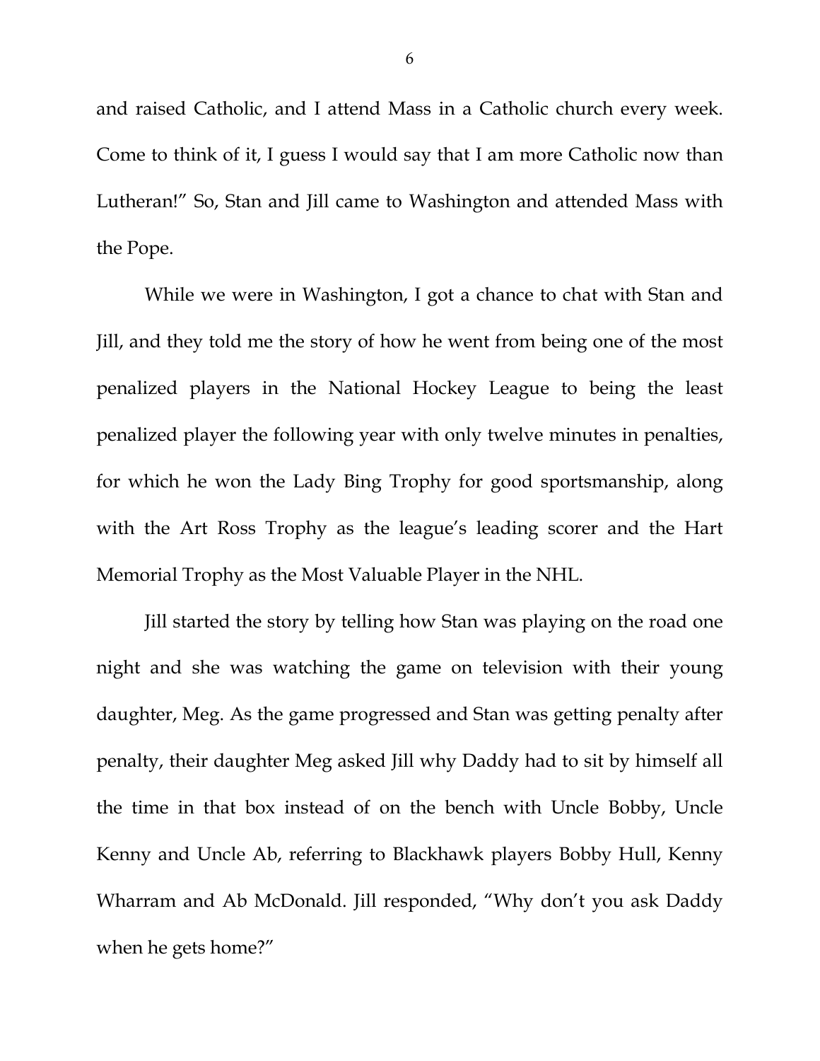and raised Catholic, and I attend Mass in a Catholic church every week. Come to think of it, I guess I would say that I am more Catholic now than Lutheran!" So, Stan and Jill came to Washington and attended Mass with the Pope.

While we were in Washington, I got a chance to chat with Stan and Jill, and they told me the story of how he went from being one of the most penalized players in the National Hockey League to being the least penalized player the following year with only twelve minutes in penalties, for which he won the Lady Bing Trophy for good sportsmanship, along with the Art Ross Trophy as the league's leading scorer and the Hart Memorial Trophy as the Most Valuable Player in the NHL.

Jill started the story by telling how Stan was playing on the road one night and she was watching the game on television with their young daughter, Meg. As the game progressed and Stan was getting penalty after penalty, their daughter Meg asked Jill why Daddy had to sit by himself all the time in that box instead of on the bench with Uncle Bobby, Uncle Kenny and Uncle Ab, referring to Blackhawk players Bobby Hull, Kenny Wharram and Ab McDonald. Jill responded, "Why don't you ask Daddy when he gets home?"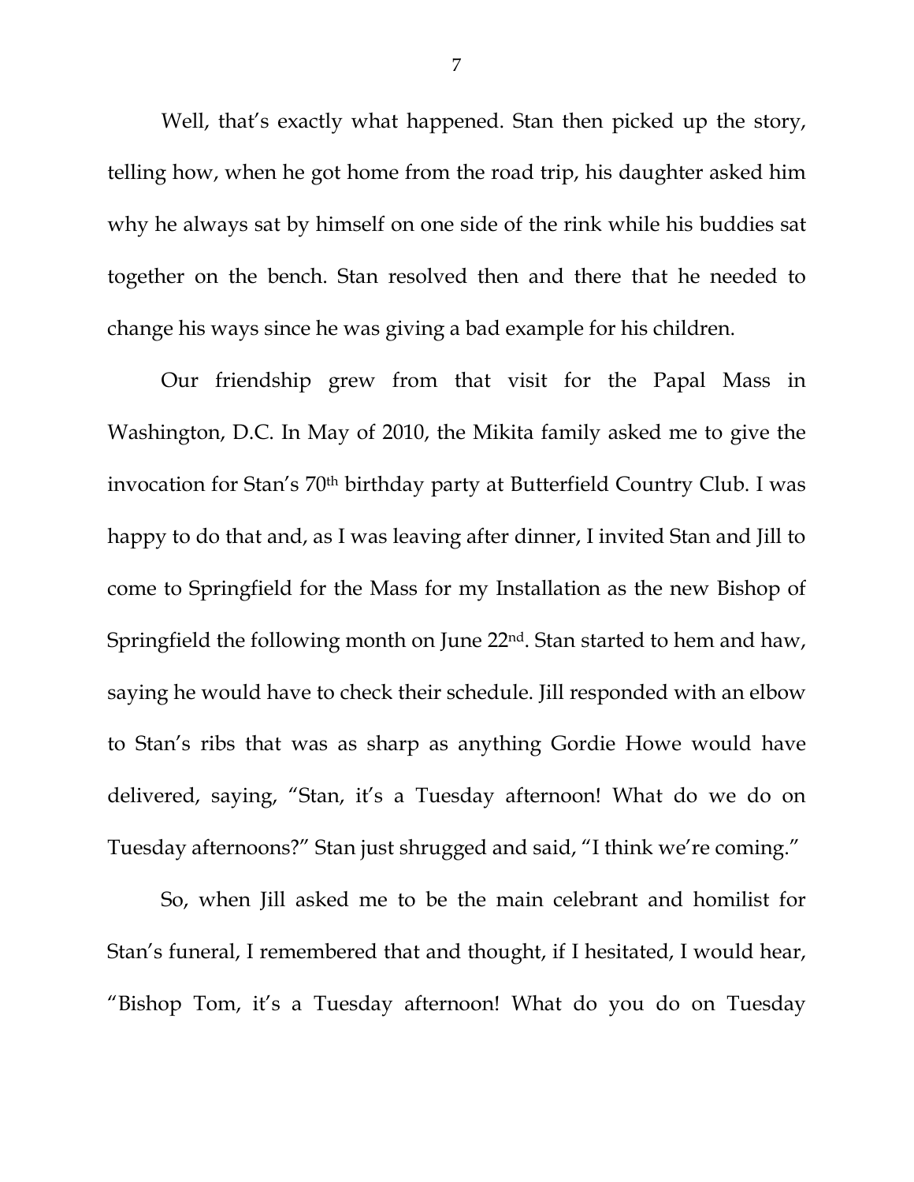Well, that's exactly what happened. Stan then picked up the story, telling how, when he got home from the road trip, his daughter asked him why he always sat by himself on one side of the rink while his buddies sat together on the bench. Stan resolved then and there that he needed to change his ways since he was giving a bad example for his children.

Our friendship grew from that visit for the Papal Mass in Washington, D.C. In May of 2010, the Mikita family asked me to give the invocation for Stan's 70th birthday party at Butterfield Country Club. I was happy to do that and, as I was leaving after dinner, I invited Stan and Jill to come to Springfield for the Mass for my Installation as the new Bishop of Springfield the following month on June 22nd. Stan started to hem and haw, saying he would have to check their schedule. Jill responded with an elbow to Stan's ribs that was as sharp as anything Gordie Howe would have delivered, saying, "Stan, it's a Tuesday afternoon! What do we do on Tuesday afternoons?" Stan just shrugged and said, "I think we're coming."

So, when Jill asked me to be the main celebrant and homilist for Stan's funeral, I remembered that and thought, if I hesitated, I would hear, "Bishop Tom, it's a Tuesday afternoon! What do you do on Tuesday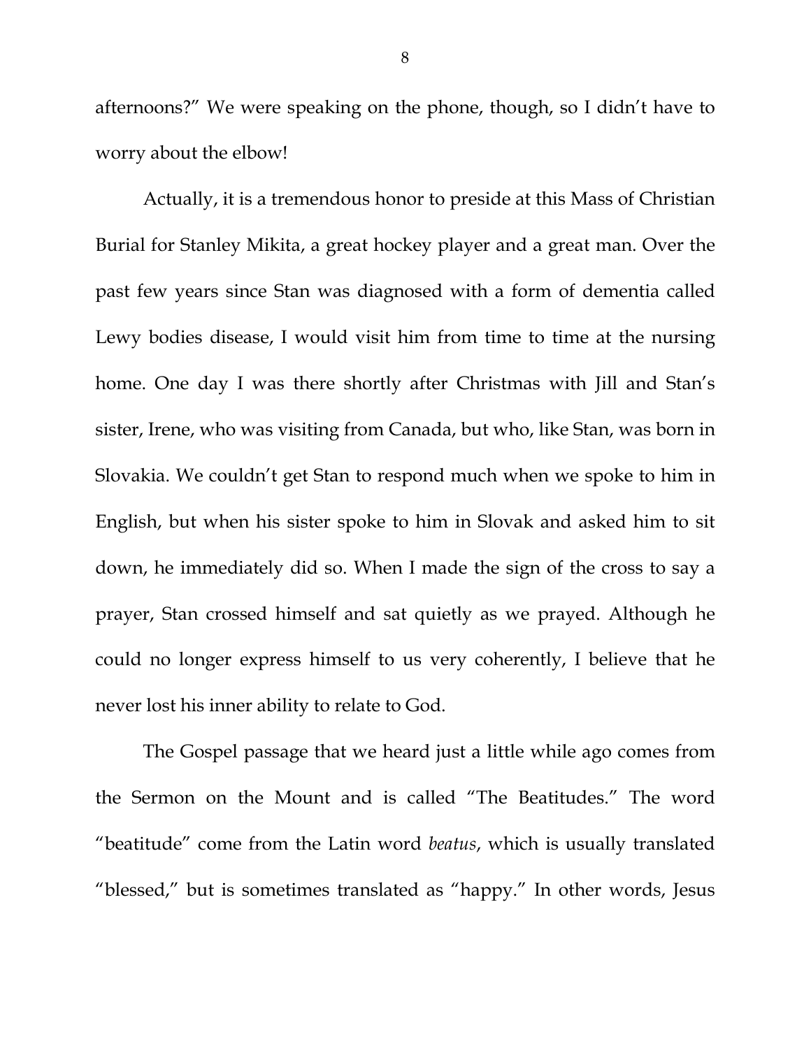afternoons?" We were speaking on the phone, though, so I didn't have to worry about the elbow!

Actually, it is a tremendous honor to preside at this Mass of Christian Burial for Stanley Mikita, a great hockey player and a great man. Over the past few years since Stan was diagnosed with a form of dementia called Lewy bodies disease, I would visit him from time to time at the nursing home. One day I was there shortly after Christmas with Jill and Stan's sister, Irene, who was visiting from Canada, but who, like Stan, was born in Slovakia. We couldn't get Stan to respond much when we spoke to him in English, but when his sister spoke to him in Slovak and asked him to sit down, he immediately did so. When I made the sign of the cross to say a prayer, Stan crossed himself and sat quietly as we prayed. Although he could no longer express himself to us very coherently, I believe that he never lost his inner ability to relate to God.

The Gospel passage that we heard just a little while ago comes from the Sermon on the Mount and is called "The Beatitudes." The word "beatitude" come from the Latin word *beatus*, which is usually translated "blessed," but is sometimes translated as "happy." In other words, Jesus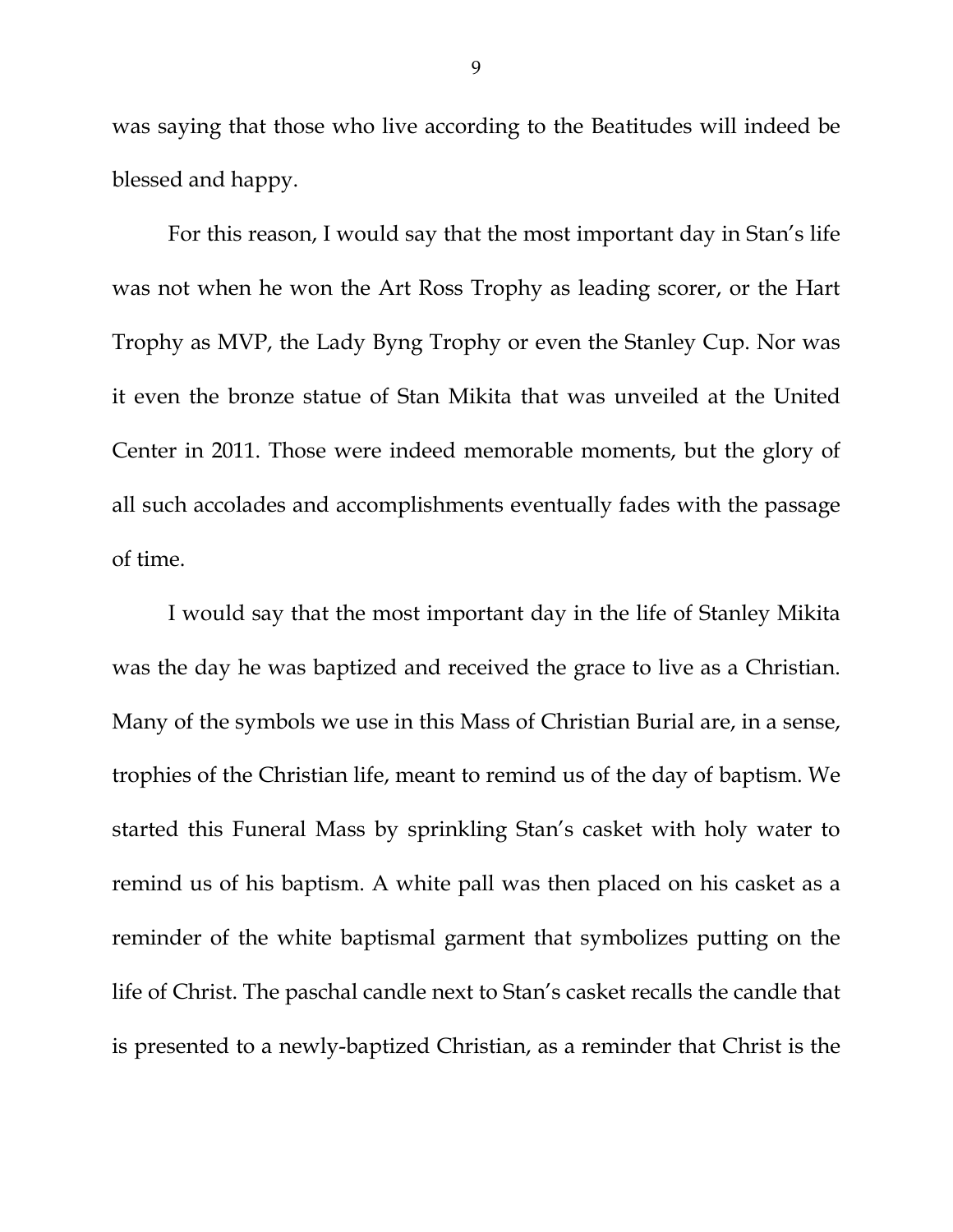was saying that those who live according to the Beatitudes will indeed be blessed and happy.

For this reason, I would say that the most important day in Stan's life was not when he won the Art Ross Trophy as leading scorer, or the Hart Trophy as MVP, the Lady Byng Trophy or even the Stanley Cup. Nor was it even the bronze statue of Stan Mikita that was unveiled at the United Center in 2011. Those were indeed memorable moments, but the glory of all such accolades and accomplishments eventually fades with the passage of time.

I would say that the most important day in the life of Stanley Mikita was the day he was baptized and received the grace to live as a Christian. Many of the symbols we use in this Mass of Christian Burial are, in a sense, trophies of the Christian life, meant to remind us of the day of baptism. We started this Funeral Mass by sprinkling Stan's casket with holy water to remind us of his baptism. A white pall was then placed on his casket as a reminder of the white baptismal garment that symbolizes putting on the life of Christ. The paschal candle next to Stan's casket recalls the candle that is presented to a newly-baptized Christian, as a reminder that Christ is the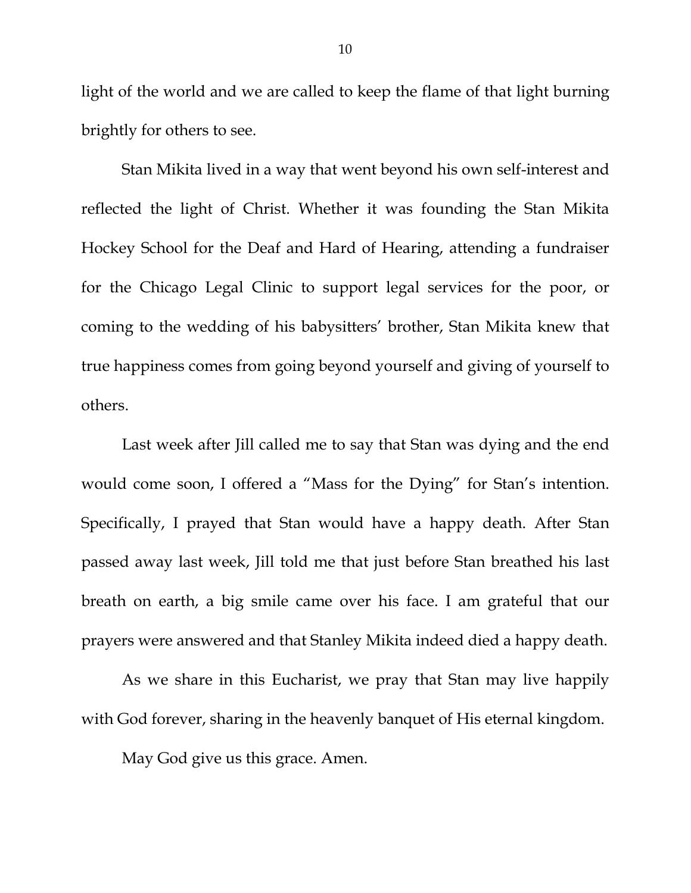light of the world and we are called to keep the flame of that light burning brightly for others to see.

Stan Mikita lived in a way that went beyond his own self-interest and reflected the light of Christ. Whether it was founding the Stan Mikita Hockey School for the Deaf and Hard of Hearing, attending a fundraiser for the Chicago Legal Clinic to support legal services for the poor, or coming to the wedding of his babysitters' brother, Stan Mikita knew that true happiness comes from going beyond yourself and giving of yourself to others.

Last week after Jill called me to say that Stan was dying and the end would come soon, I offered a "Mass for the Dying" for Stan's intention. Specifically, I prayed that Stan would have a happy death. After Stan passed away last week, Jill told me that just before Stan breathed his last breath on earth, a big smile came over his face. I am grateful that our prayers were answered and that Stanley Mikita indeed died a happy death.

As we share in this Eucharist, we pray that Stan may live happily with God forever, sharing in the heavenly banquet of His eternal kingdom.

May God give us this grace. Amen.